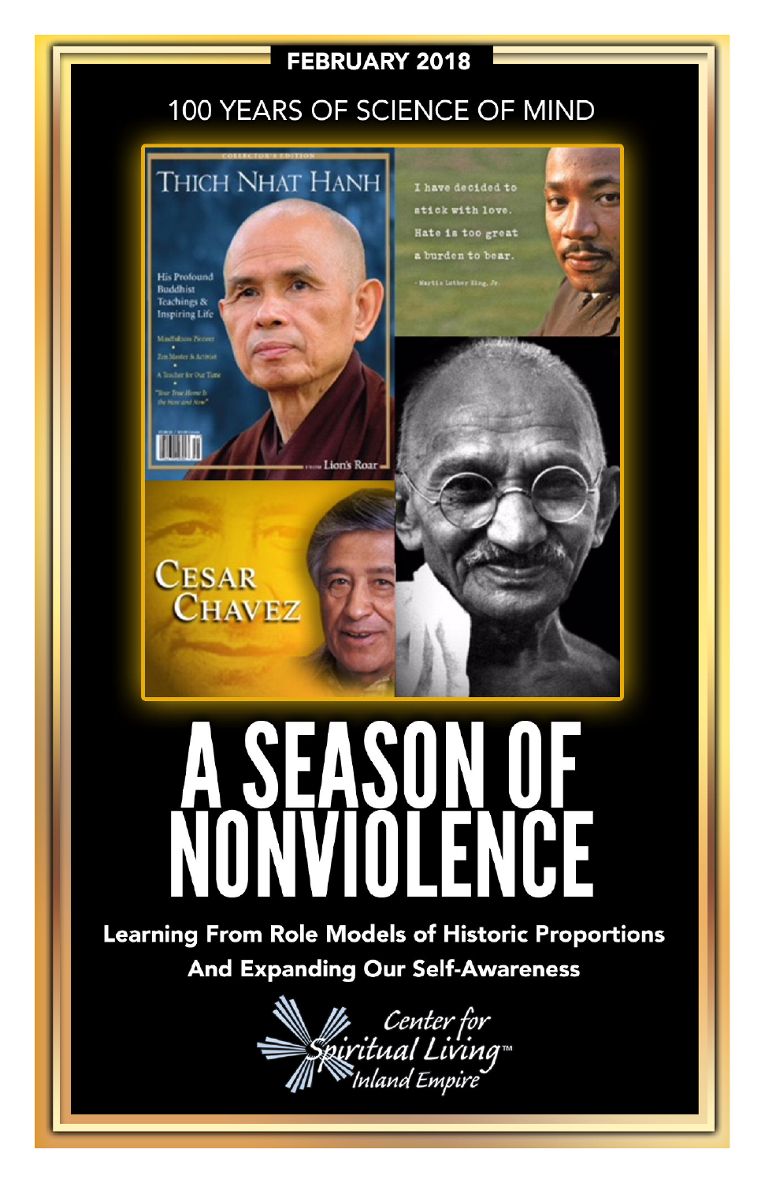FEBRUARY 2018

## 100 YEARS OF SCIENCE OF MIND

# A SEASON OF NONVIOLENCE

**Learning From Role Models of Historic Proportions And Expanding Our Self-Awareness**

Center for Spiritual Living™ Inland Empire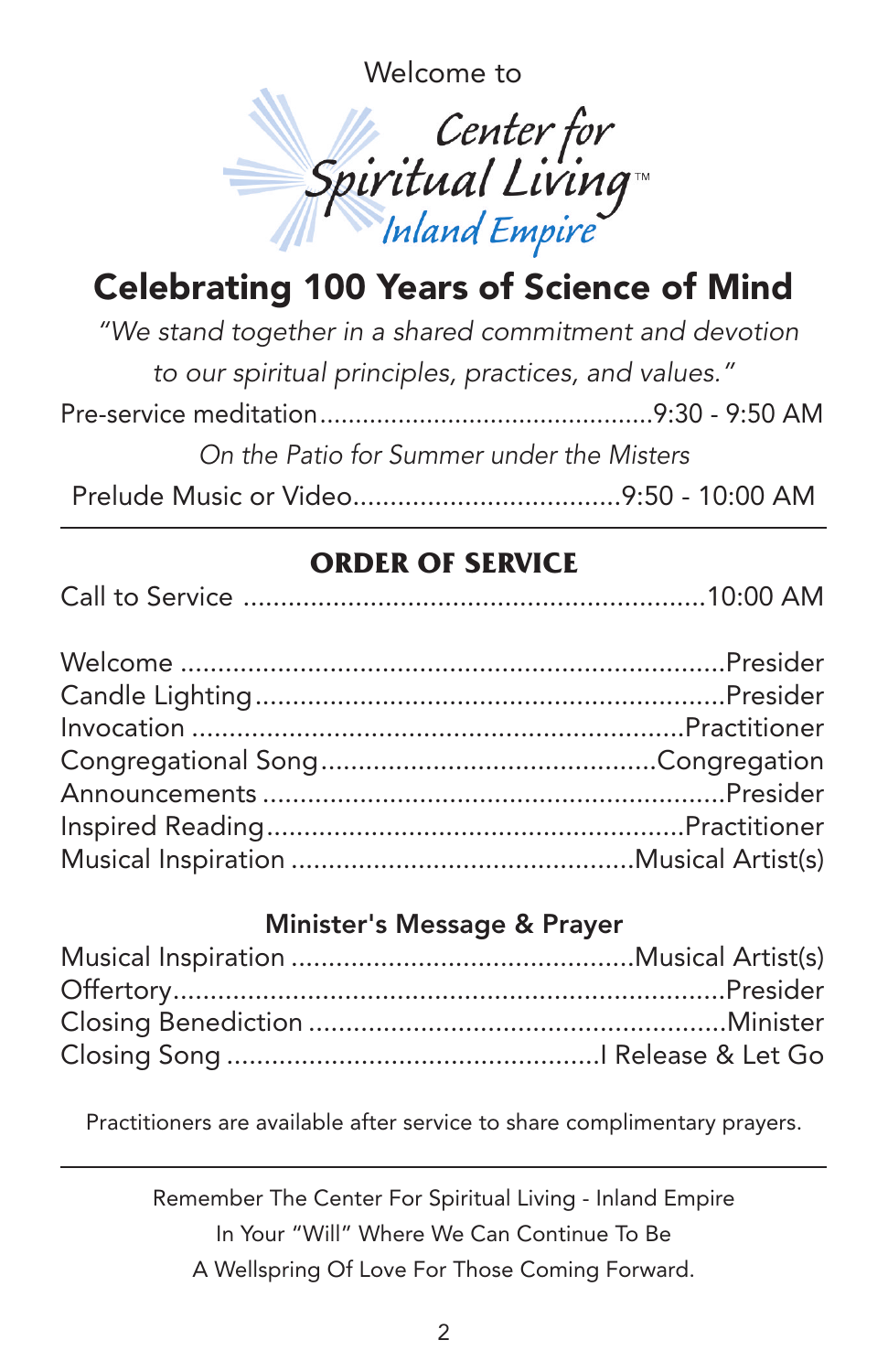Welcome to

Center for Spiritual Living™ Inland Empire

# Celebrating 100 Years of Science of Mind

*"We stand together in a shared commitment and devotion to our spiritual principles, practices, and values."*

Pre-service meditation.............................................9:30 - 9:50 AM

*On the Patio for Summer under the Misters*

Prelude Music or Video...................................9:50 - 10:00 AM

---

## ORDER OF SERVICE

Call to Service ............................................................10:00 AM

Welcome ........................................................................Presider
Candle Lighting..............................................................Presider
Invocation ................................................................Practitioner
Congregational Song...........................................Congregation
Announcements ............................................................Presider
Inspired Reading......................................................Practitioner
Musical Inspiration ............................................Musical Artist(s)

### Minister's Message & Prayer

Musical Inspiration ............................................Musical Artist(s)
Offertory.........................................................................Presider
Closing Benediction .......................................................Minister
Closing Song .................................................I Release & Let Go

Practitioners are available after service to share complimentary prayers.

---

Remember The Center For Spiritual Living - Inland Empire
In Your "Will" Where We Can Continue To Be
A Wellspring Of Love For Those Coming Forward.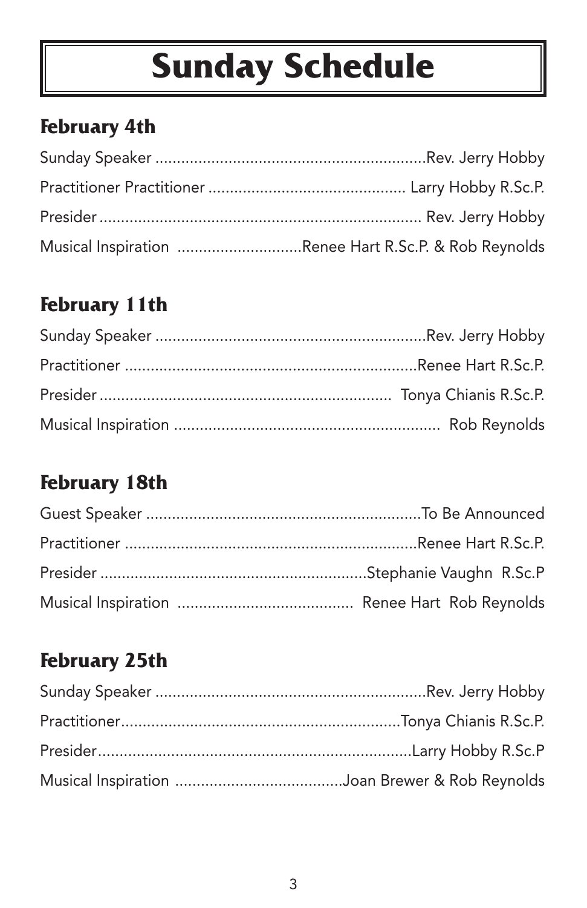# Sunday Schedule

## February 4th

Sunday Speaker ................................................................Rev. Jerry Hobby

Practitioner Practitioner .............................................. Larry Hobby R.Sc.P.

Presider ........................................................................... Rev. Jerry Hobby

Musical Inspiration .............................Renee Hart R.Sc.P. & Rob Reynolds

## February 11th

Sunday Speaker ................................................................Rev. Jerry Hobby

Practitioner ....................................................................Renee Hart R.Sc.P.

Presider .................................................................... Tonya Chianis R.Sc.P.

Musical Inspiration .............................................................. Rob Reynolds

## February 18th

Guest Speaker ................................................................To Be Announced

Practitioner ....................................................................Renee Hart R.Sc.P.

Presider ..............................................................Stephanie Vaughn R.Sc.P

Musical Inspiration ......................................... Renee Hart Rob Reynolds

## February 25th

Sunday Speaker ................................................................Rev. Jerry Hobby

Practitioner.................................................................Tonya Chianis R.Sc.P.

Presider.........................................................................Larry Hobby R.Sc.P

Musical Inspiration .......................................Joan Brewer & Rob Reynolds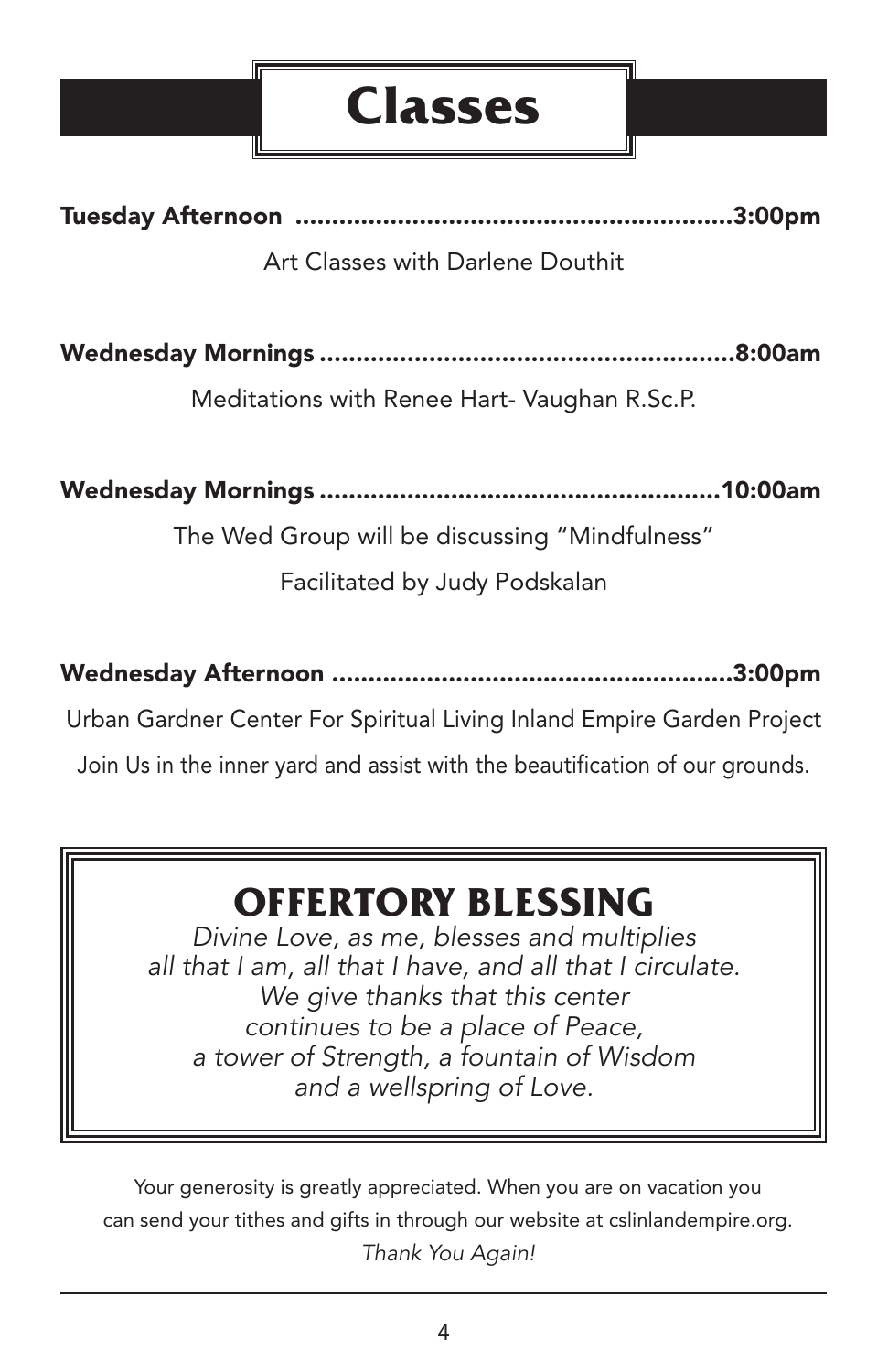# Classes

**Tuesday Afternoon ........................................................3:00pm**

Art Classes with Darlene Douthit

**Wednesday Mornings .....................................................8:00am**

Meditations with Renee Hart- Vaughan R.Sc.P.

**Wednesday Mornings ...................................................10:00am**

The Wed Group will be discussing "Mindfulness"

Facilitated by Judy Podskalan

**Wednesday Afternoon ...................................................3:00pm**

Urban Gardner Center For Spiritual Living Inland Empire Garden Project

Join Us in the inner yard and assist with the beautification of our grounds.

## OFFERTORY BLESSING

*Divine Love, as me, blesses and multiplies*
*all that I am, all that I have, and all that I circulate.*
*We give thanks that this center*
*continues to be a place of Peace,*
*a tower of Strength, a fountain of Wisdom*
*and a wellspring of Love.*

Your generosity is greatly appreciated. When you are on vacation you can send your tithes and gifts in through our website at cslinlandempire.org.

*Thank You Again!*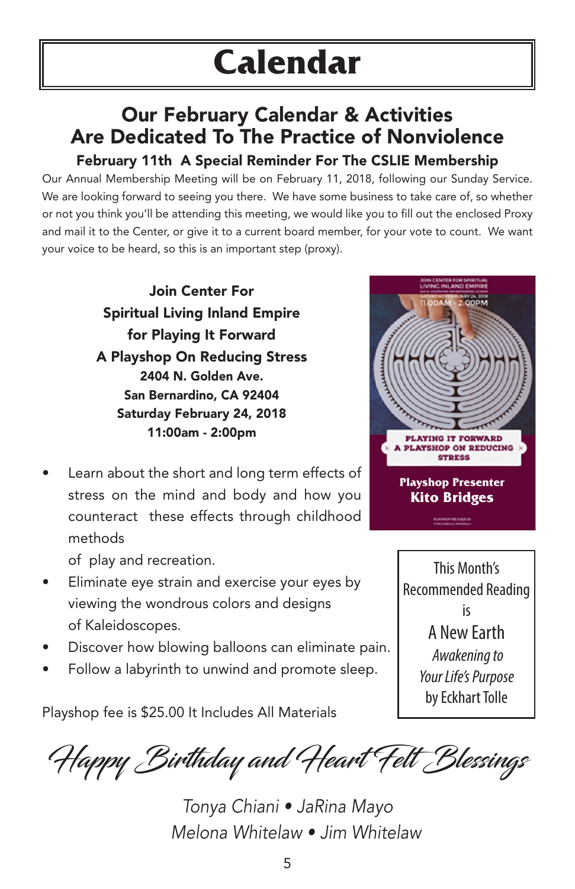# Calendar

## Our February Calendar & Activities Are Dedicated To The Practice of Nonviolence

### February 11th A Special Reminder For The CSLIE Membership

Our Annual Membership Meeting will be on February 11, 2018, following our Sunday Service. We are looking forward to seeing you there. We have some business to take care of, so whether or not you think you'll be attending this meeting, we would like you to fill out the enclosed Proxy and mail it to the Center, or give it to a current board member, for your vote to count. We want your voice to be heard, so this is an important step (proxy).

**Join Center For Spiritual Living Inland Empire for Playing It Forward A Playshop On Reducing Stress**
**2404 N. Golden Ave.**
**San Bernardino, CA 92404**
**Saturday February 24, 2018**
**11:00am - 2:00pm**

JOIN CENTER FOR SPIRITUAL LIVING INLAND EMPIRE
11:00AM - 2:00PM

PLAYING IT FORWARD
A PLAYSHOP ON REDUCING STRESS

**Playshop Presenter**
**Kito Bridges**

- Learn about the short and long term effects of stress on the mind and body and how you counteract these effects through childhood methods of play and recreation.
- Eliminate eye strain and exercise your eyes by viewing the wondrous colors and designs of Kaleidoscopes.
- Discover how blowing balloons can eliminate pain.
- Follow a labyrinth to unwind and promote sleep.

Playshop fee is $25.00 It Includes All Materials

This Month's Recommended Reading is
A New Earth
*Awakening to Your Life's Purpose*
by Eckhart Tolle

## *Happy Birthday and Heart Felt Blessings*

*Tonya Chiani • JaRina Mayo*
*Melona Whitelaw • Jim Whitelaw*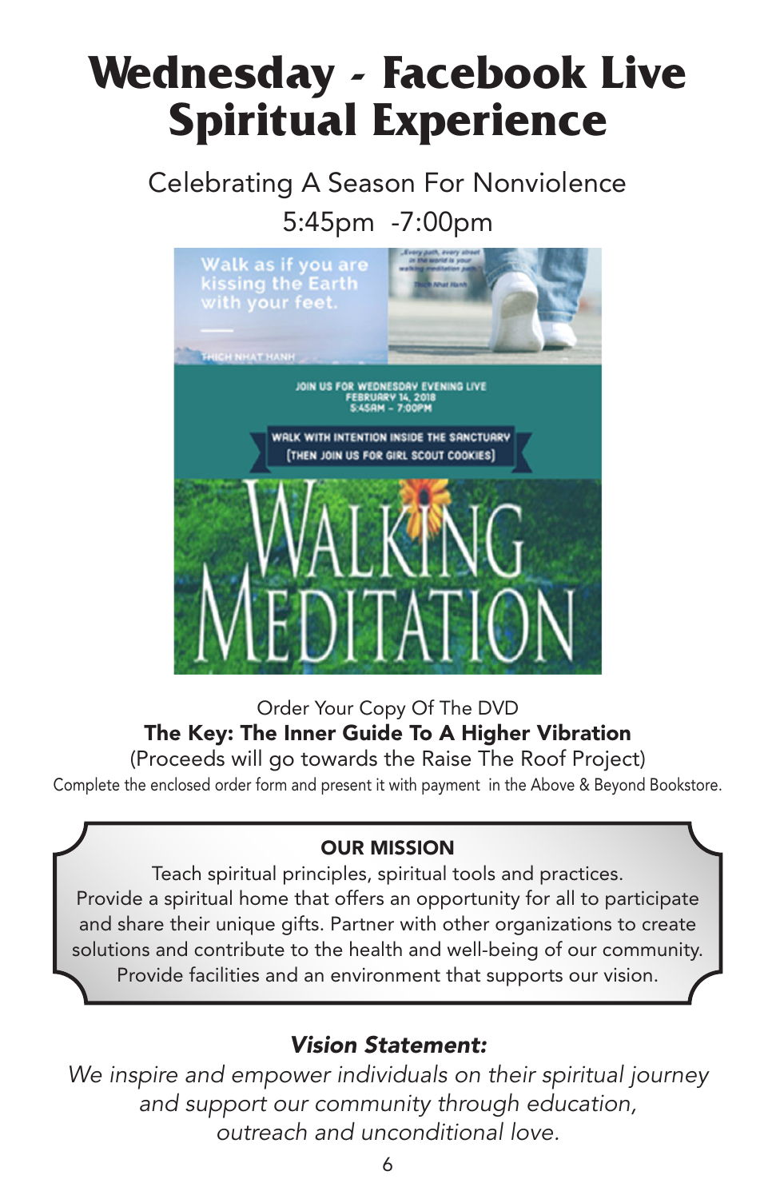# Wednesday - Facebook Live Spiritual Experience

Celebrating A Season For Nonviolence

5:45pm -7:00pm

Walk as if you are kissing the Earth with your feet.

THICH NHAT HANH

"Every path, every street in the world is your walking meditation path." Thich Nhat Hanh

JOIN US FOR WEDNESDAY EVENING LIVE
FEBRUARY 14, 2018
5:45AM - 7:00PM

WALK WITH INTENTION INSIDE THE SANCTUARY
(THEN JOIN US FOR GIRL SCOUT COOKIES)

WALKING MEDITATION

Order Your Copy Of The DVD

**The Key: The Inner Guide To A Higher Vibration**

(Proceeds will go towards the Raise The Roof Project)

Complete the enclosed order form and present it with payment in the Above & Beyond Bookstore.

**OUR MISSION**

Teach spiritual principles, spiritual tools and practices.
Provide a spiritual home that offers an opportunity for all to participate and share their unique gifts. Partner with other organizations to create solutions and contribute to the health and well-being of our community.
Provide facilities and an environment that supports our vision.

***Vision Statement:***

*We inspire and empower individuals on their spiritual journey and support our community through education, outreach and unconditional love.*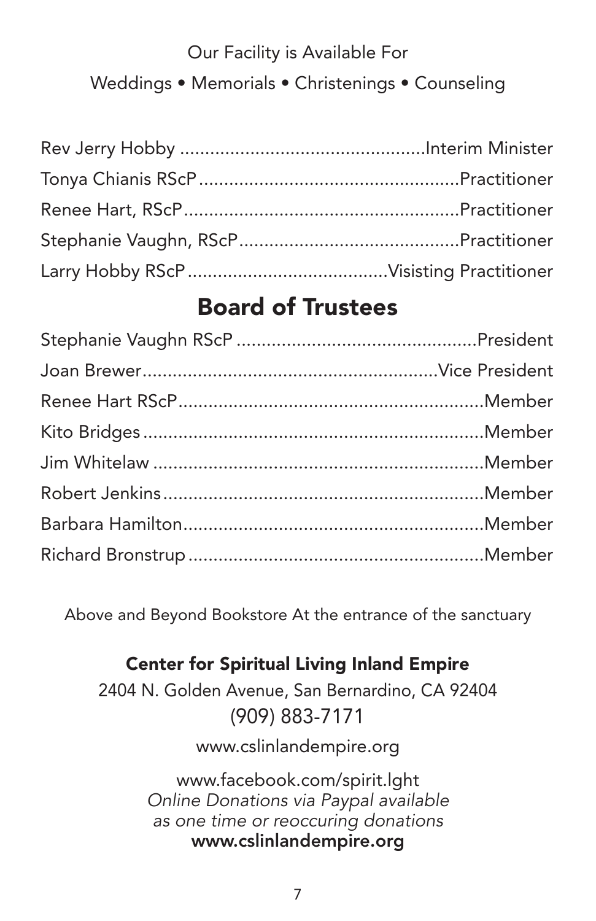Our Facility is Available For

Weddings • Memorials • Christenings • Counseling

Rev Jerry Hobby ................................................Interim Minister
Tonya Chianis RScP....................................................Practitioner
Renee Hart, RScP......................................................Practitioner
Stephanie Vaughn, RScP............................................Practitioner
Larry Hobby RScP.......................................Visisting Practitioner

## Board of Trustees

Stephanie Vaughn RScP ................................................President
Joan Brewer..........................................................Vice President
Renee Hart RScP.............................................................Member
Kito Bridges....................................................................Member
Jim Whitelaw ..................................................................Member
Robert Jenkins................................................................Member
Barbara Hamilton...........................................................Member
Richard Bronstrup ..........................................................Member

Above and Beyond Bookstore At the entrance of the sanctuary

**Center for Spiritual Living Inland Empire**

2404 N. Golden Avenue, San Bernardino, CA 92404

(909) 883-7171

www.cslinlandempire.org

www.facebook.com/spirit.lght

*Online Donations via Paypal available as one time or reoccuring donations*

**www.cslinlandempire.org**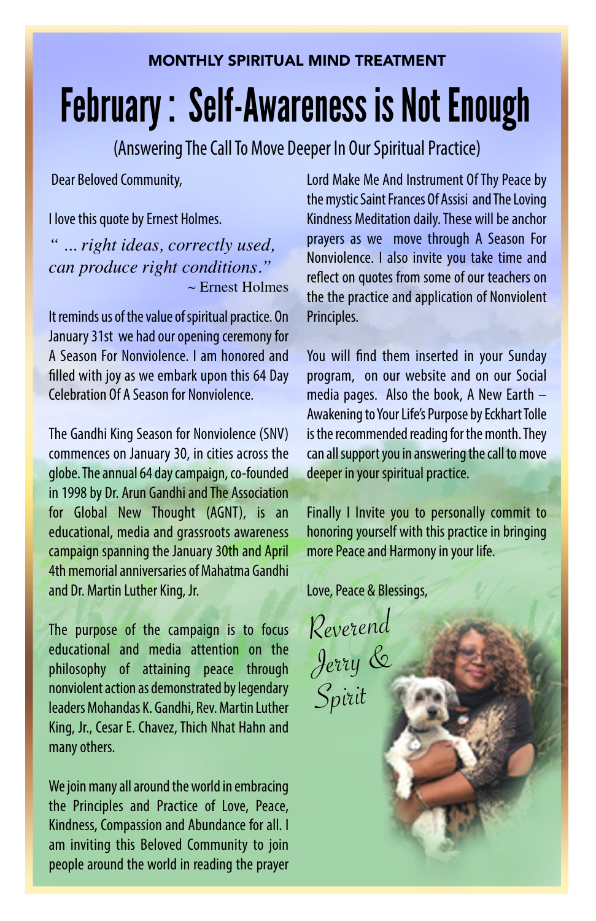MONTHLY SPIRITUAL MIND TREATMENT

# February : Self-Awareness is Not Enough

(Answering The Call To Move Deeper In Our Spiritual Practice)

Dear Beloved Community,

I love this quote by Ernest Holmes.

*" ... right ideas, correctly used, can produce right conditions."*
~ Ernest Holmes

It reminds us of the value of spiritual practice. On January 31st we had our opening ceremony for A Season For Nonviolence. I am honored and filled with joy as we embark upon this 64 Day Celebration Of A Season for Nonviolence.

The Gandhi King Season for Nonviolence (SNV) commences on January 30, in cities across the globe. The annual 64 day campaign, co-founded in 1998 by Dr. Arun Gandhi and The Association for Global New Thought (AGNT), is an educational, media and grassroots awareness campaign spanning the January 30th and April 4th memorial anniversaries of Mahatma Gandhi and Dr. Martin Luther King, Jr.

The purpose of the campaign is to focus educational and media attention on the philosophy of attaining peace through nonviolent action as demonstrated by legendary leaders Mohandas K. Gandhi, Rev. Martin Luther King, Jr., Cesar E. Chavez, Thich Nhat Hahn and many others.

We join many all around the world in embracing the Principles and Practice of Love, Peace, Kindness, Compassion and Abundance for all. I am inviting this Beloved Community to join people around the world in reading the prayer Lord Make Me And Instrument Of Thy Peace by the mystic Saint Frances Of Assisi and The Loving Kindness Meditation daily. These will be anchor prayers as we move through A Season For Nonviolence. I also invite you take time and reflect on quotes from some of our teachers on the the practice and application of Nonviolent Principles.

You will find them inserted in your Sunday program, on our website and on our Social media pages. Also the book, A New Earth – Awakening to Your Life's Purpose by Eckhart Tolle is the recommended reading for the month. They can all support you in answering the call to move deeper in your spiritual practice.

Finally I Invite you to personally commit to honoring yourself with this practice in bringing more Peace and Harmony in your life.

Love, Peace & Blessings,

Reverend Jerry & Spirit